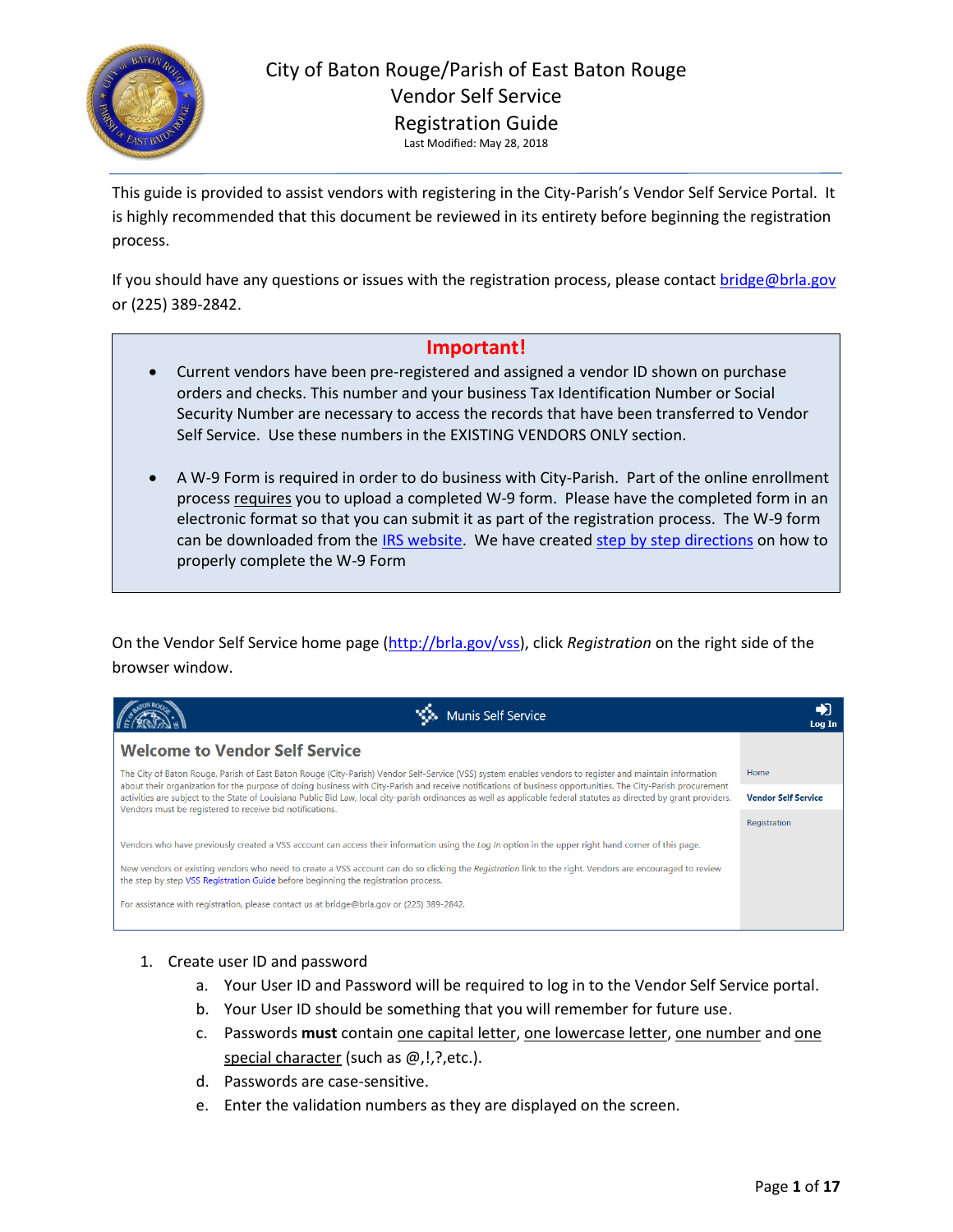# City of Baton Rouge/Parish of East Baton Rouge
## Vendor Self Service
## Registration Guide

Last Modified: May 28, 2018

This guide is provided to assist vendors with registering in the City-Parish's Vendor Self Service Portal. It is highly recommended that this document be reviewed in its entirety before beginning the registration process.

If you should have any questions or issues with the registration process, please contact bridge@brla.gov or (225) 389-2842.

> **Important!**
>
> - Current vendors have been pre-registered and assigned a vendor ID shown on purchase orders and checks. This number and your business Tax Identification Number or Social Security Number are necessary to access the records that have been transferred to Vendor Self Service. Use these numbers in the EXISTING VENDORS ONLY section.
>
> - A W-9 Form is required in order to do business with City-Parish. Part of the online enrollment process requires you to upload a completed W-9 form. Please have the completed form in an electronic format so that you can submit it as part of the registration process. The W-9 form can be downloaded from the IRS website. We have created step by step directions on how to properly complete the W-9 Form

On the Vendor Self Service home page (http://brla.gov/vss), click *Registration* on the right side of the browser window.

Munis Self Service

Log In

**Welcome to Vendor Self Service**

The City of Baton Rouge, Parish of East Baton Rouge (City-Parish) Vendor Self-Service (VSS) system enables vendors to register and maintain information about their organization for the purpose of doing business with City-Parish and receive notifications of business opportunities. The City-Parish procurement activities are subject to the State of Louisiana Public Bid Law, local city-parish ordinances as well as applicable federal statutes as directed by grant providers. Vendors must be registered to receive bid notifications.

Vendors who have previously created a VSS account can access their information using the *Log In* option in the upper right hand corner of this page.

New vendors or existing vendors who need to create a VSS account can do so clicking the *Registration* link to the right. Vendors are encouraged to review the step by step VSS Registration Guide before beginning the registration process.

For assistance with registration, please contact us at bridge@brla.gov or (225) 389-2842.

Home

**Vendor Self Service**

Registration

1. Create user ID and password
   a. Your User ID and Password will be required to log in to the Vendor Self Service portal.
   b. Your User ID should be something that you will remember for future use.
   c. Passwords **must** contain one capital letter, one lowercase letter, one number and one special character (such as @,!,?,etc.).
   d. Passwords are case-sensitive.
   e. Enter the validation numbers as they are displayed on the screen.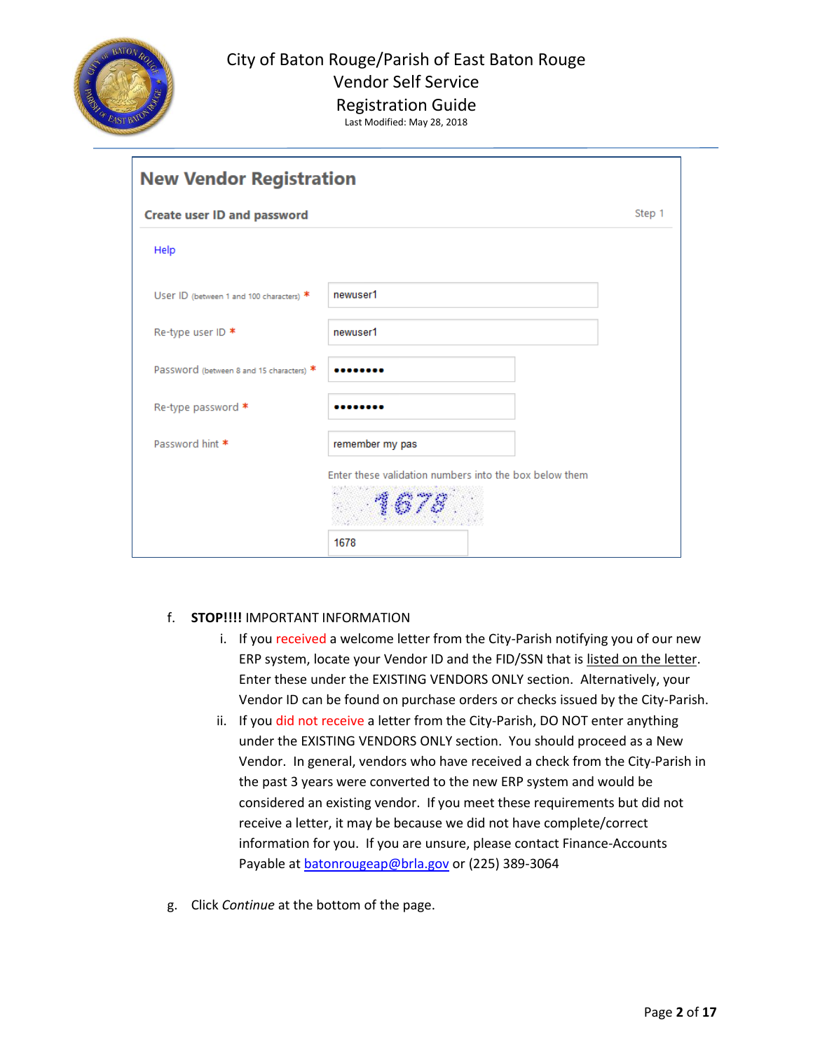City of Baton Rouge/Parish of East Baton Rouge
Vendor Self Service
Registration Guide
Last Modified: May 28, 2018

## New Vendor Registration

**Create user ID and password** Step 1

Help

User ID (between 1 and 100 characters) * newuser1

Re-type user ID * newuser1

Password (between 8 and 15 characters) * ••••••••

Re-type password * ••••••••

Password hint * remember my pas

Enter these validation numbers into the box below them

1678

1678

f. **STOP!!!!** IMPORTANT INFORMATION

   i. If you received a welcome letter from the City-Parish notifying you of our new ERP system, locate your Vendor ID and the FID/SSN that is listed on the letter. Enter these under the EXISTING VENDORS ONLY section. Alternatively, your Vendor ID can be found on purchase orders or checks issued by the City-Parish.

   ii. If you did not receive a letter from the City-Parish, DO NOT enter anything under the EXISTING VENDORS ONLY section. You should proceed as a New Vendor. In general, vendors who have received a check from the City-Parish in the past 3 years were converted to the new ERP system and would be considered an existing vendor. If you meet these requirements but did not receive a letter, it may be because we did not have complete/correct information for you. If you are unsure, please contact Finance-Accounts Payable at batonrougeap@brla.gov or (225) 389-3064

g. Click *Continue* at the bottom of the page.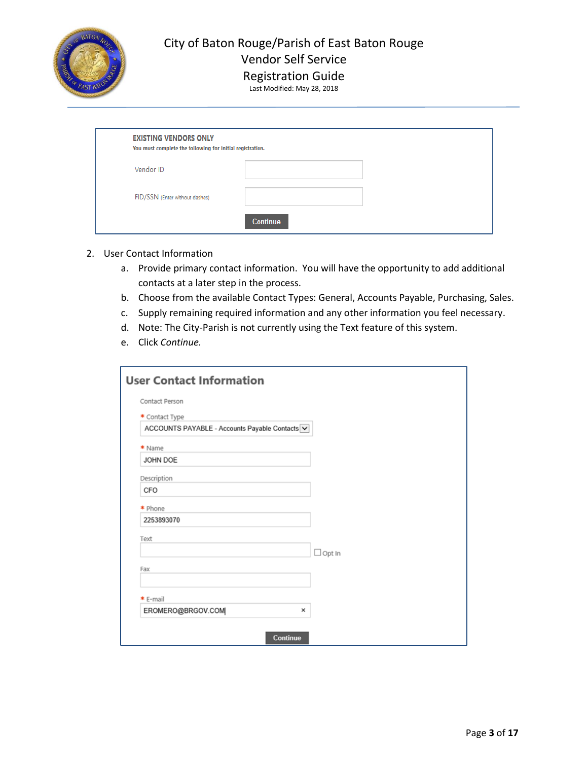**EXISTING VENDORS ONLY**

You must complete the following for initial registration.

Vendor ID

FID/SSN (Enter without dashes)

Continue

2. User Contact Information
   a. Provide primary contact information. You will have the opportunity to add additional contacts at a later step in the process.
   b. Choose from the available Contact Types: General, Accounts Payable, Purchasing, Sales.
   c. Supply remaining required information and any other information you feel necessary.
   d. Note: The City-Parish is not currently using the Text feature of this system.
   e. Click *Continue.*

**User Contact Information**

Contact Person

\* Contact Type: ACCOUNTS PAYABLE - Accounts Payable Contacts

\* Name: JOHN DOE

Description: CFO

\* Phone: 2253893070

Text: ☐ Opt In

Fax:

\* E-mail: EROMERO@BRGOV.COM

Continue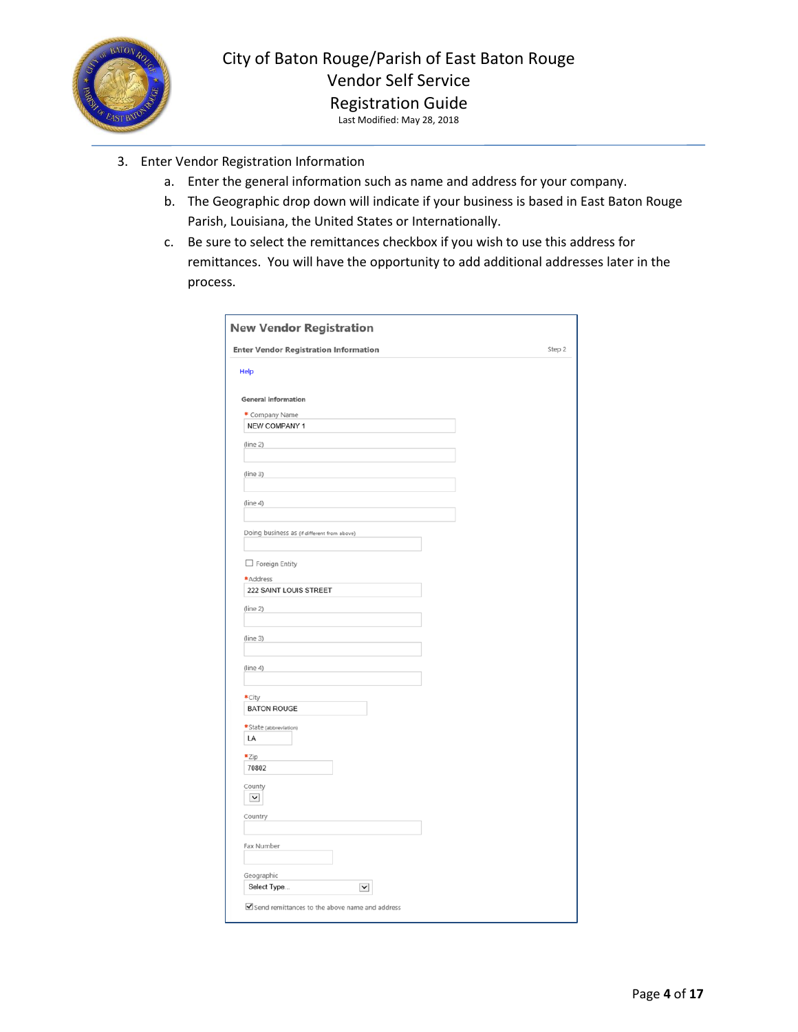3. Enter Vendor Registration Information
   a. Enter the general information such as name and address for your company.
   b. The Geographic drop down will indicate if your business is based in East Baton Rouge Parish, Louisiana, the United States or Internationally.
   c. Be sure to select the remittances checkbox if you wish to use this address for remittances. You will have the opportunity to add additional addresses later in the process.

**New Vendor Registration**

**Enter Vendor Registration Information** — Step 2

Help

**General information**

* Company Name: NEW COMPANY 1
(line 2)
(line 3)
(line 4)

Doing business as (if different from above)

☐ Foreign Entity

* Address: 222 SAINT LOUIS STREET
(line 2)
(line 3)
(line 4)

* City: BATON ROUGE

* State (abbreviation): LA

* Zip: 70802

County

Country

Fax Number

Geographic: Select Type...

☑ Send remittances to the above name and address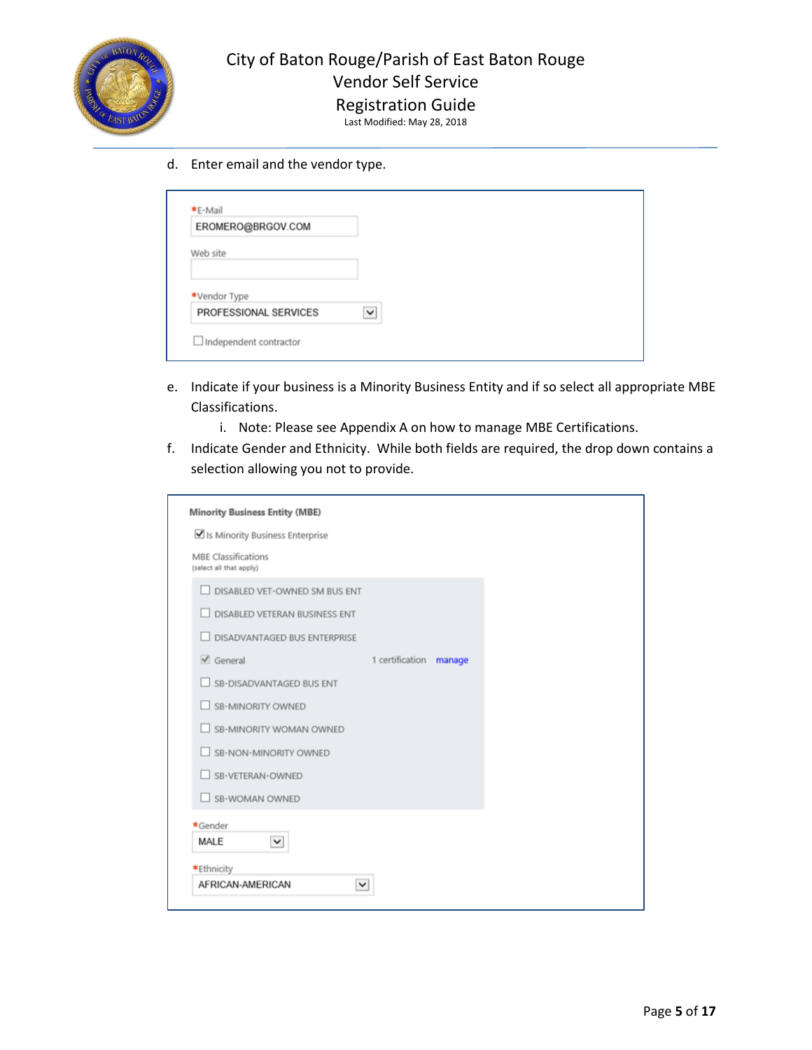d. Enter email and the vendor type.

*E-Mail
EROMERO@BRGOV.COM

Web site

*Vendor Type
PROFESSIONAL SERVICES

☐ Independent contractor

e. Indicate if your business is a Minority Business Entity and if so select all appropriate MBE Classifications.

   i. Note: Please see Appendix A on how to manage MBE Certifications.

f. Indicate Gender and Ethnicity. While both fields are required, the drop down contains a selection allowing you not to provide.

**Minority Business Entity (MBE)**

☑ Is Minority Business Enterprise

MBE Classifications
(select all that apply)

- ☐ DISABLED VET-OWNED SM BUS ENT
- ☐ DISABLED VETERAN BUSINESS ENT
- ☐ DISADVANTAGED BUS ENTERPRISE
- ☑ General — 1 certification — manage
- ☐ SB-DISADVANTAGED BUS ENT
- ☐ SB-MINORITY OWNED
- ☐ SB-MINORITY WOMAN OWNED
- ☐ SB-NON-MINORITY OWNED
- ☐ SB-VETERAN-OWNED
- ☐ SB-WOMAN OWNED

*Gender
MALE

*Ethnicity
AFRICAN-AMERICAN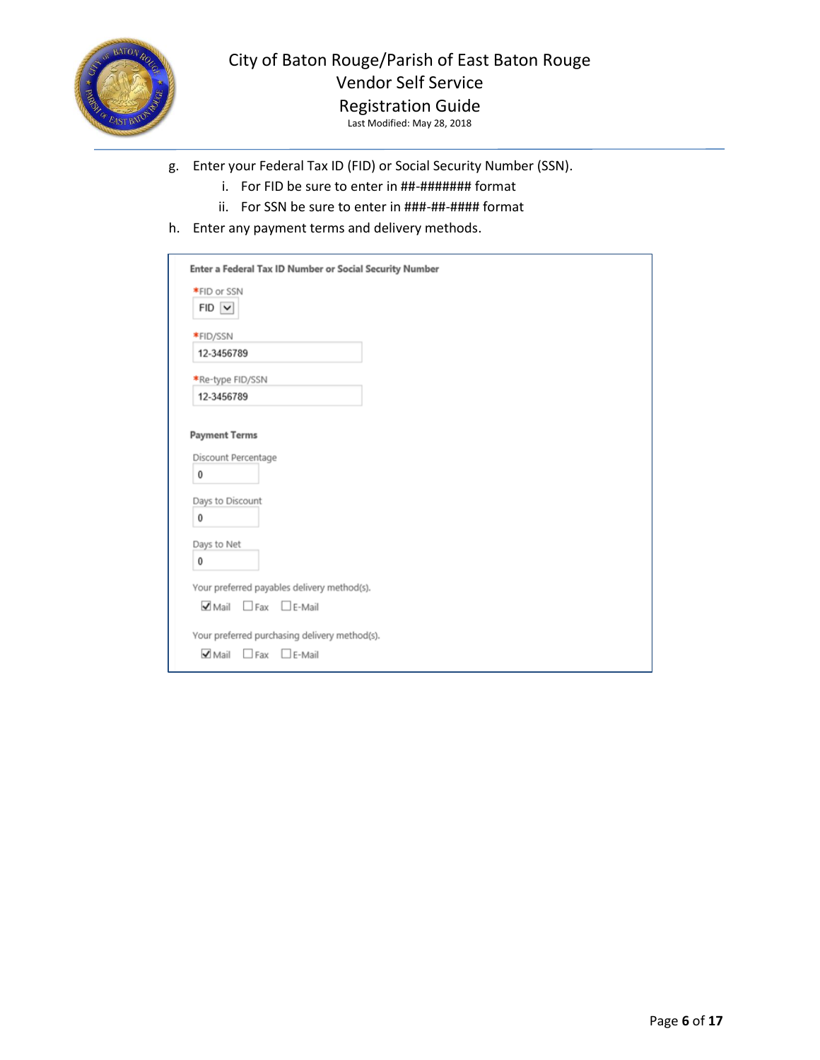g. Enter your Federal Tax ID (FID) or Social Security Number (SSN).
   i. For FID be sure to enter in ##-####### format
   ii. For SSN be sure to enter in ###-##-#### format

h. Enter any payment terms and delivery methods.

**Enter a Federal Tax ID Number or Social Security Number**

*FID or SSN
FID

*FID/SSN
12-3456789

*Re-type FID/SSN
12-3456789

**Payment Terms**

Discount Percentage
0

Days to Discount
0

Days to Net
0

Your preferred payables delivery method(s).
☑ Mail ☐ Fax ☐ E-Mail

Your preferred purchasing delivery method(s).
☑ Mail ☐ Fax ☐ E-Mail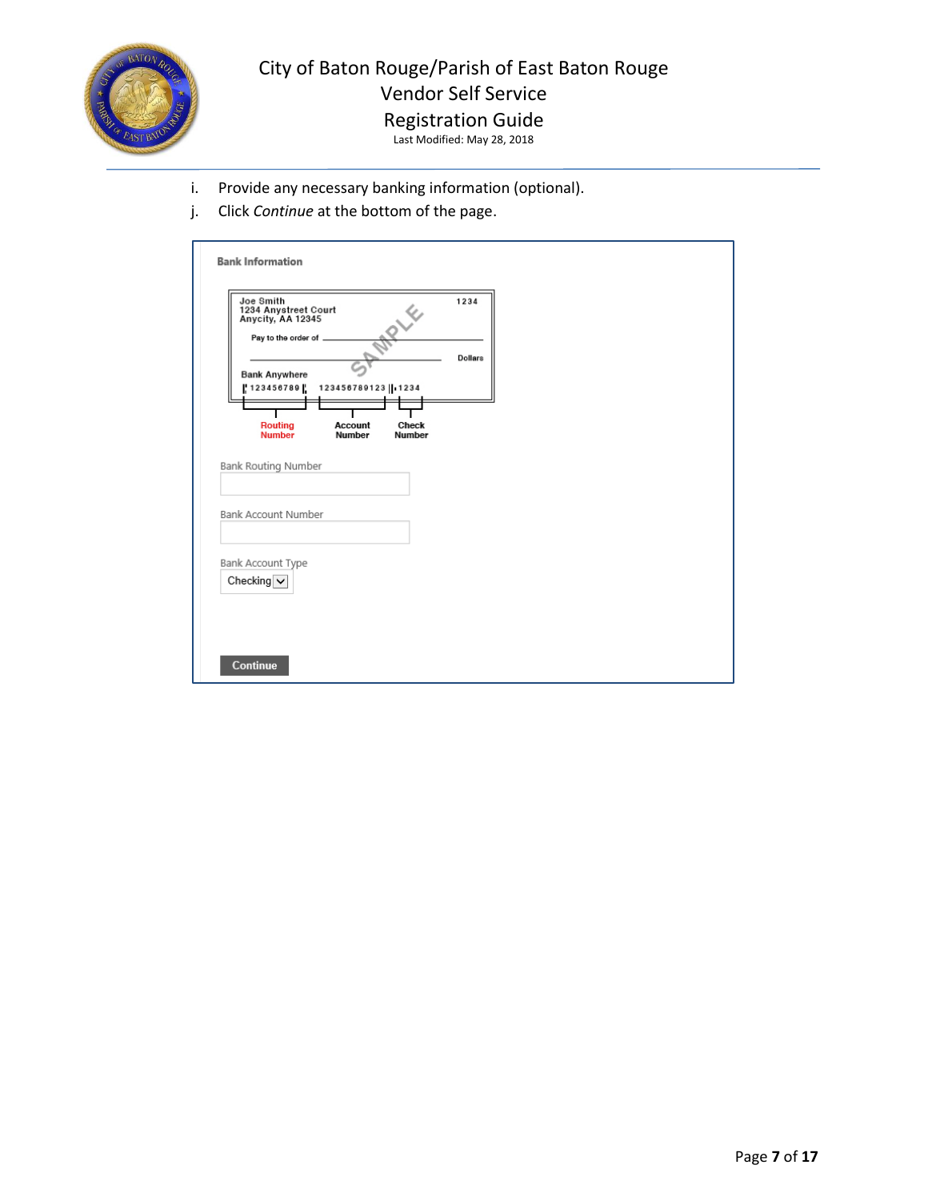i. Provide any necessary banking information (optional).

j. Click *Continue* at the bottom of the page.

**Bank Information**

Joe Smith
1234 Anystreet Court
Anycity, AA 12345

1234

Pay to the order of

Dollars

Bank Anywhere

123456789 123456789123 1234

Routing Number | Account Number | Check Number

Bank Routing Number

Bank Account Number

Bank Account Type

Checking

Continue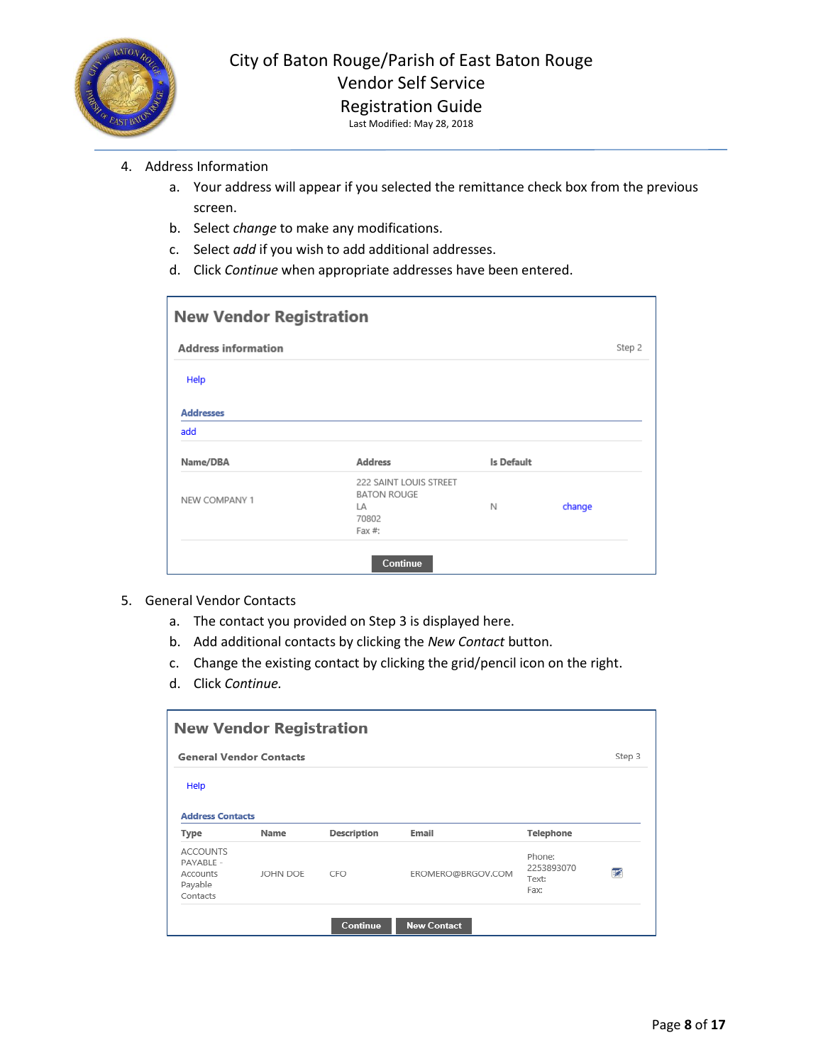4. Address Information
    a. Your address will appear if you selected the remittance check box from the previous screen.
    b. Select *change* to make any modifications.
    c. Select *add* if you wish to add additional addresses.
    d. Click *Continue* when appropriate addresses have been entered.

**New Vendor Registration**

**Address information** — Step 2

Help

**Addresses**

add

| Name/DBA | Address | Is Default | |
|---|---|---|---|
| NEW COMPANY 1 | 222 SAINT LOUIS STREET BATON ROUGE LA 70802 Fax #: | N | change |

Continue

5. General Vendor Contacts
    a. The contact you provided on Step 3 is displayed here.
    b. Add additional contacts by clicking the *New Contact* button.
    c. Change the existing contact by clicking the grid/pencil icon on the right.
    d. Click *Continue*.

**New Vendor Registration**

**General Vendor Contacts** — Step 3

Help

**Address Contacts**

| Type | Name | Description | Email | Telephone | |
|---|---|---|---|---|---|
| ACCOUNTS PAYABLE - Accounts Payable Contacts | JOHN DOE | CFO | EROMERO@BRGOV.COM | Phone: 2253893070 Text: Fax: | |

Continue | New Contact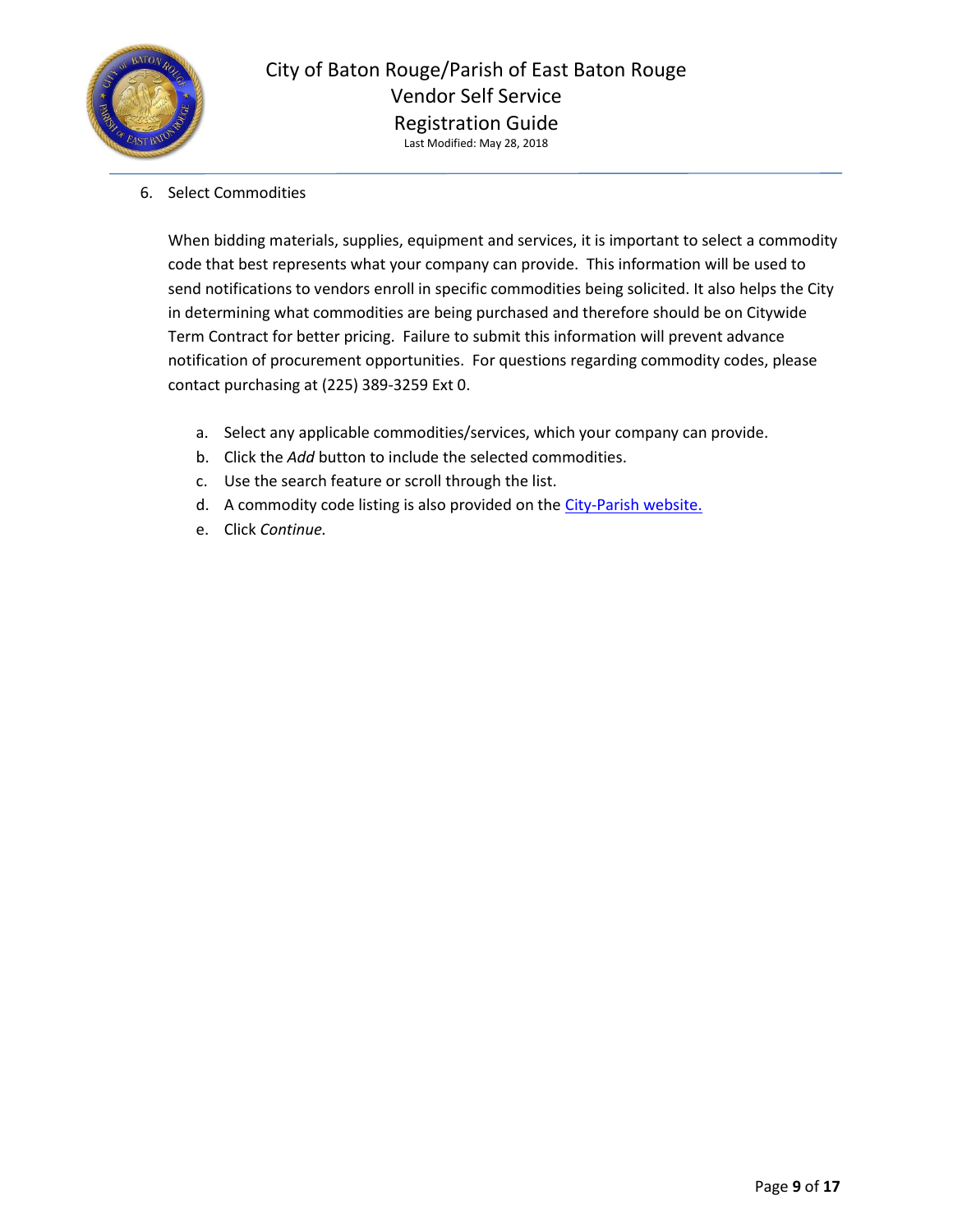6. Select Commodities

   When bidding materials, supplies, equipment and services, it is important to select a commodity code that best represents what your company can provide. This information will be used to send notifications to vendors enroll in specific commodities being solicited. It also helps the City in determining what commodities are being purchased and therefore should be on Citywide Term Contract for better pricing. Failure to submit this information will prevent advance notification of procurement opportunities. For questions regarding commodity codes, please contact purchasing at (225) 389-3259 Ext 0.

   a. Select any applicable commodities/services, which your company can provide.
   b. Click the *Add* button to include the selected commodities.
   c. Use the search feature or scroll through the list.
   d. A commodity code listing is also provided on the City-Parish website.
   e. Click *Continue.*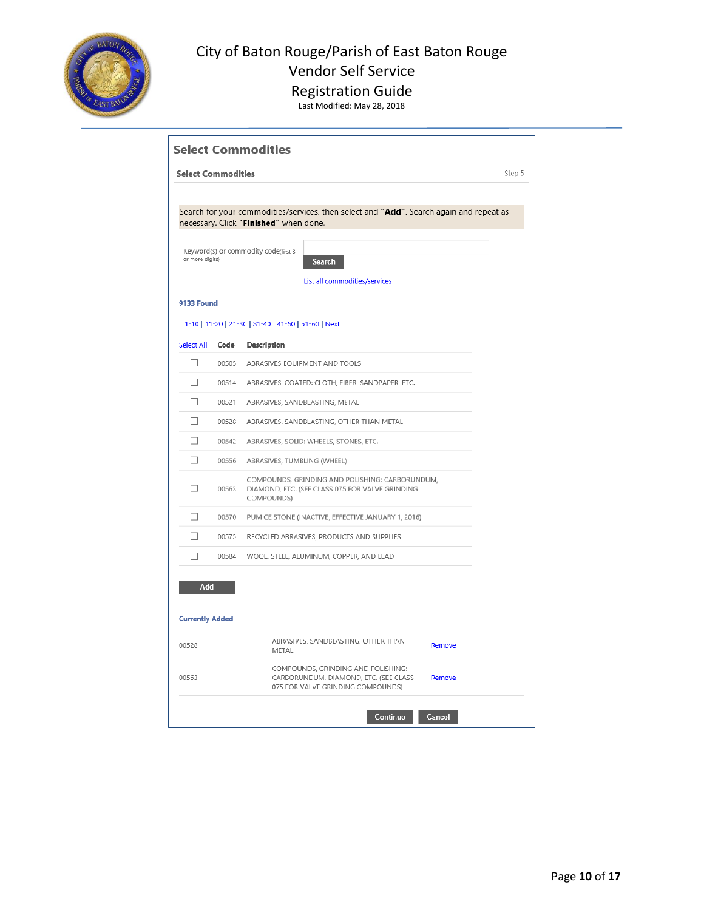# City of Baton Rouge/Parish of East Baton Rouge
## Vendor Self Service
## Registration Guide

Last Modified: May 28, 2018

## Select Commodities

**Select Commodities** Step 5

Search for your commodities/services, then select and **"Add"**. Search again and repeat as necessary. Click **"Finished"** when done.

Keyword(s) or commodity code(first 3 or more digits) [ ] **Search**

List all commodities/services

**9133 Found**

1-10 | 11-20 | 21-30 | 31-40 | 41-50 | 51-60 | Next

| Select All | Code | Description |
|---|---|---|
| ☐ | 00505 | ABRASIVES EQUIPMENT AND TOOLS |
| ☐ | 00514 | ABRASIVES, COATED: CLOTH, FIBER, SANDPAPER, ETC. |
| ☐ | 00521 | ABRASIVES, SANDBLASTING, METAL |
| ☐ | 00528 | ABRASIVES, SANDBLASTING, OTHER THAN METAL |
| ☐ | 00542 | ABRASIVES, SOLID: WHEELS, STONES, ETC. |
| ☐ | 00556 | ABRASIVES, TUMBLING (WHEEL) |
| ☐ | 00563 | COMPOUNDS, GRINDING AND POLISHING: CARBORUNDUM, DIAMOND, ETC. (SEE CLASS 075 FOR VALVE GRINDING COMPOUNDS) |
| ☐ | 00570 | PUMICE STONE (INACTIVE, EFFECTIVE JANUARY 1, 2016) |
| ☐ | 00575 | RECYCLED ABRASIVES, PRODUCTS AND SUPPLIES |
| ☐ | 00584 | WOOL, STEEL, ALUMINUM, COPPER, AND LEAD |

**Add**

**Currently Added**

| | | |
|---|---|---|
| 00528 | ABRASIVES, SANDBLASTING, OTHER THAN METAL | Remove |
| 00563 | COMPOUNDS, GRINDING AND POLISHING: CARBORUNDUM, DIAMOND, ETC. (SEE CLASS 075 FOR VALVE GRINDING COMPOUNDS) | Remove |

**Continue** **Cancel**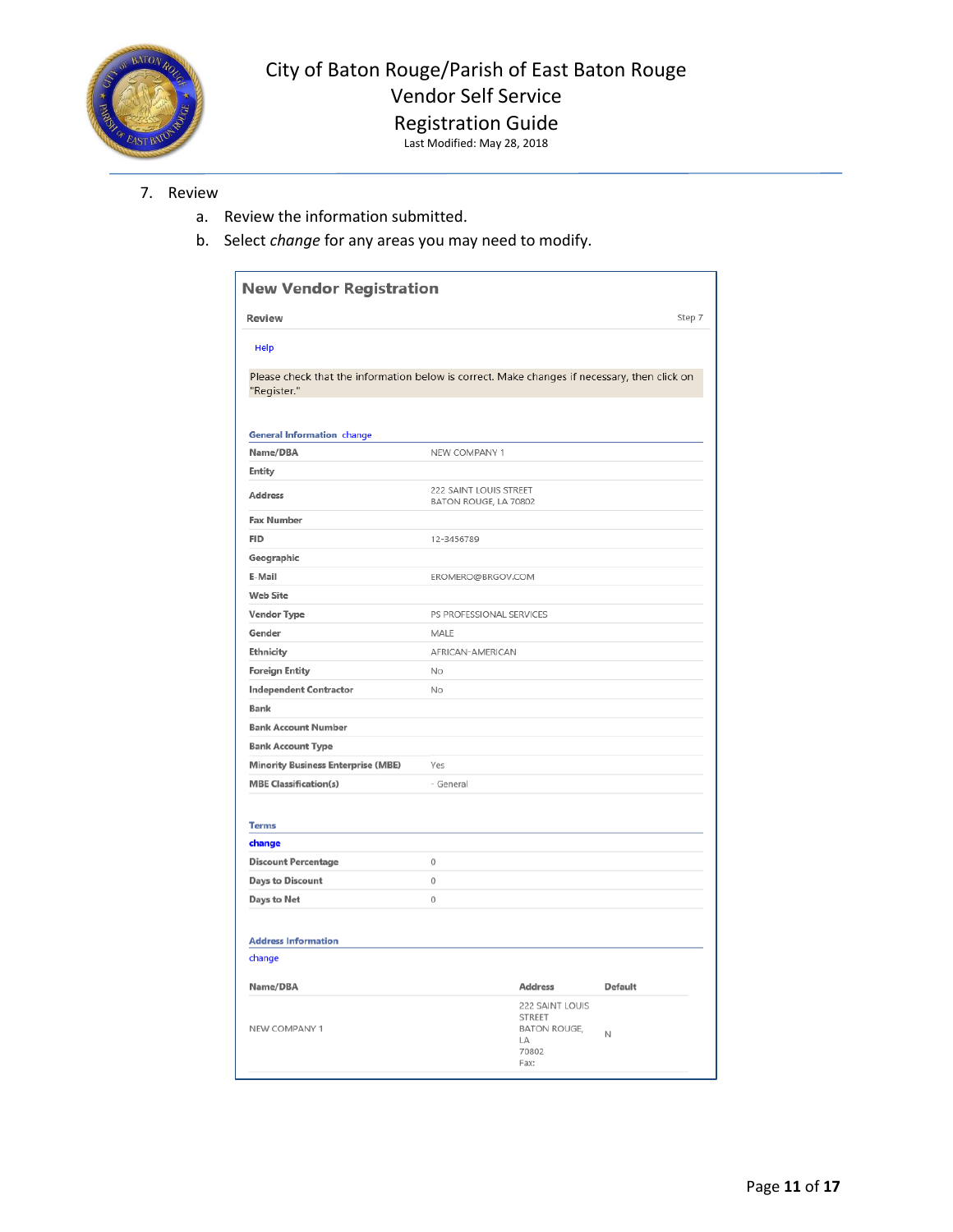7. Review
   a. Review the information submitted.
   b. Select *change* for any areas you may need to modify.

## New Vendor Registration

**Review** Step 7

Help

Please check that the information below is correct. Make changes if necessary, then click on "Register."

**General Information** change

| | |
|---|---|
| **Name/DBA** | NEW COMPANY 1 |
| **Entity** | |
| **Address** | 222 SAINT LOUIS STREET<br>BATON ROUGE, LA 70802 |
| **Fax Number** | |
| **FID** | 12-3456789 |
| **Geographic** | |
| **E-Mail** | EROMERO@BRGOV.COM |
| **Web Site** | |
| **Vendor Type** | PS PROFESSIONAL SERVICES |
| **Gender** | MALE |
| **Ethnicity** | AFRICAN-AMERICAN |
| **Foreign Entity** | No |
| **Independent Contractor** | No |
| **Bank** | |
| **Bank Account Number** | |
| **Bank Account Type** | |
| **Minority Business Enterprise (MBE)** | Yes |
| **MBE Classification(s)** | - General |

**Terms**

change

| | |
|---|---|
| **Discount Percentage** | 0 |
| **Days to Discount** | 0 |
| **Days to Net** | 0 |

**Address Information**

change

| Name/DBA | Address | Default |
|---|---|---|
| NEW COMPANY 1 | 222 SAINT LOUIS STREET<br>BATON ROUGE, LA<br>70802<br>Fax: | N |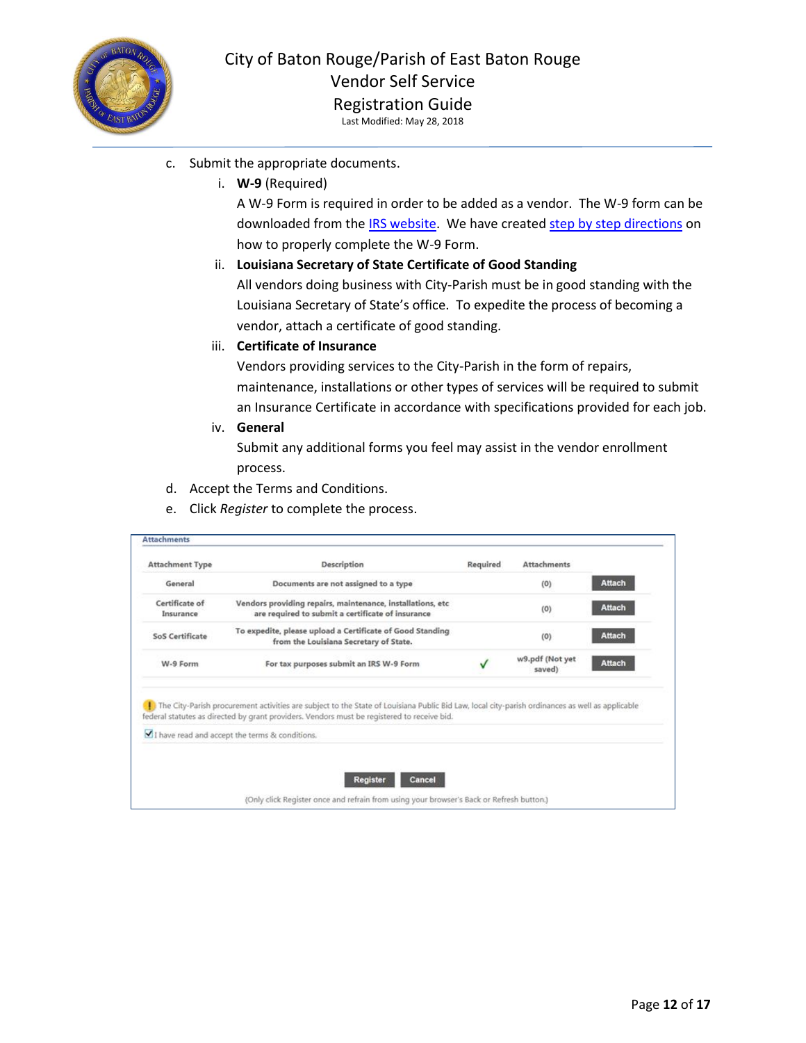c. Submit the appropriate documents.

   i. **W-9** (Required)

      A W-9 Form is required in order to be added as a vendor. The W-9 form can be downloaded from the [IRS website](). We have created [step by step directions]() on how to properly complete the W-9 Form.

   ii. **Louisiana Secretary of State Certificate of Good Standing**

      All vendors doing business with City-Parish must be in good standing with the Louisiana Secretary of State's office. To expedite the process of becoming a vendor, attach a certificate of good standing.

   iii. **Certificate of Insurance**

      Vendors providing services to the City-Parish in the form of repairs, maintenance, installations or other types of services will be required to submit an Insurance Certificate in accordance with specifications provided for each job.

   iv. **General**

      Submit any additional forms you feel may assist in the vendor enrollment process.

d. Accept the Terms and Conditions.

e. Click *Register* to complete the process.

**Attachments**

| Attachment Type | Description | Required | Attachments | |
|---|---|---|---|---|
| General | Documents are not assigned to a type | | (0) | Attach |
| Certificate of Insurance | Vendors providing repairs, maintenance, installations, etc are required to submit a certificate of insurance | | (0) | Attach |
| SoS Certificate | To expedite, please upload a Certificate of Good Standing from the Louisiana Secretary of State. | | (0) | Attach |
| W-9 Form | For tax purposes submit an IRS W-9 Form | ✓ | w9.pdf (Not yet saved) | Attach |

The City-Parish procurement activities are subject to the State of Louisiana Public Bid Law, local city-parish ordinances as well as applicable federal statutes as directed by grant providers. Vendors must be registered to receive bid.

☑ I have read and accept the terms & conditions.

Register | Cancel

(Only click Register once and refrain from using your browser's Back or Refresh button.)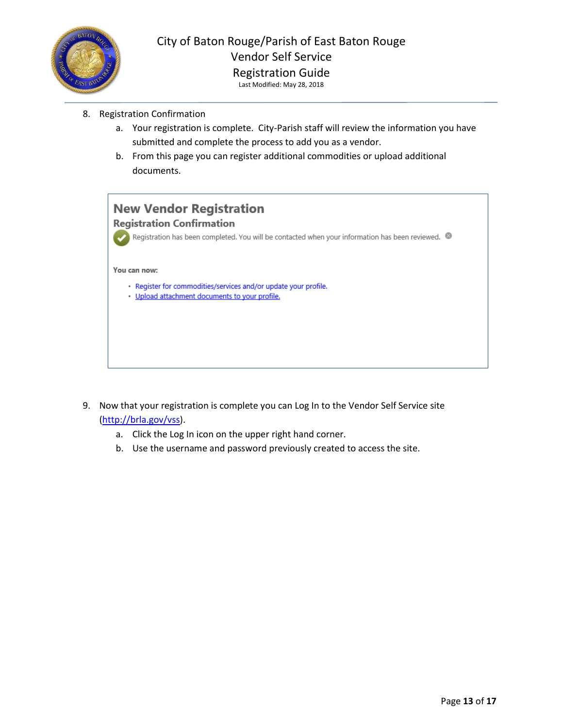8. Registration Confirmation
   a. Your registration is complete. City-Parish staff will review the information you have submitted and complete the process to add you as a vendor.
   b. From this page you can register additional commodities or upload additional documents.

**New Vendor Registration**

**Registration Confirmation**

Registration has been completed. You will be contacted when your information has been reviewed.

**You can now:**

- Register for commodities/services and/or update your profile.
- Upload attachment documents to your profile.

9. Now that your registration is complete you can Log In to the Vendor Self Service site (http://brla.gov/vss).
   a. Click the Log In icon on the upper right hand corner.
   b. Use the username and password previously created to access the site.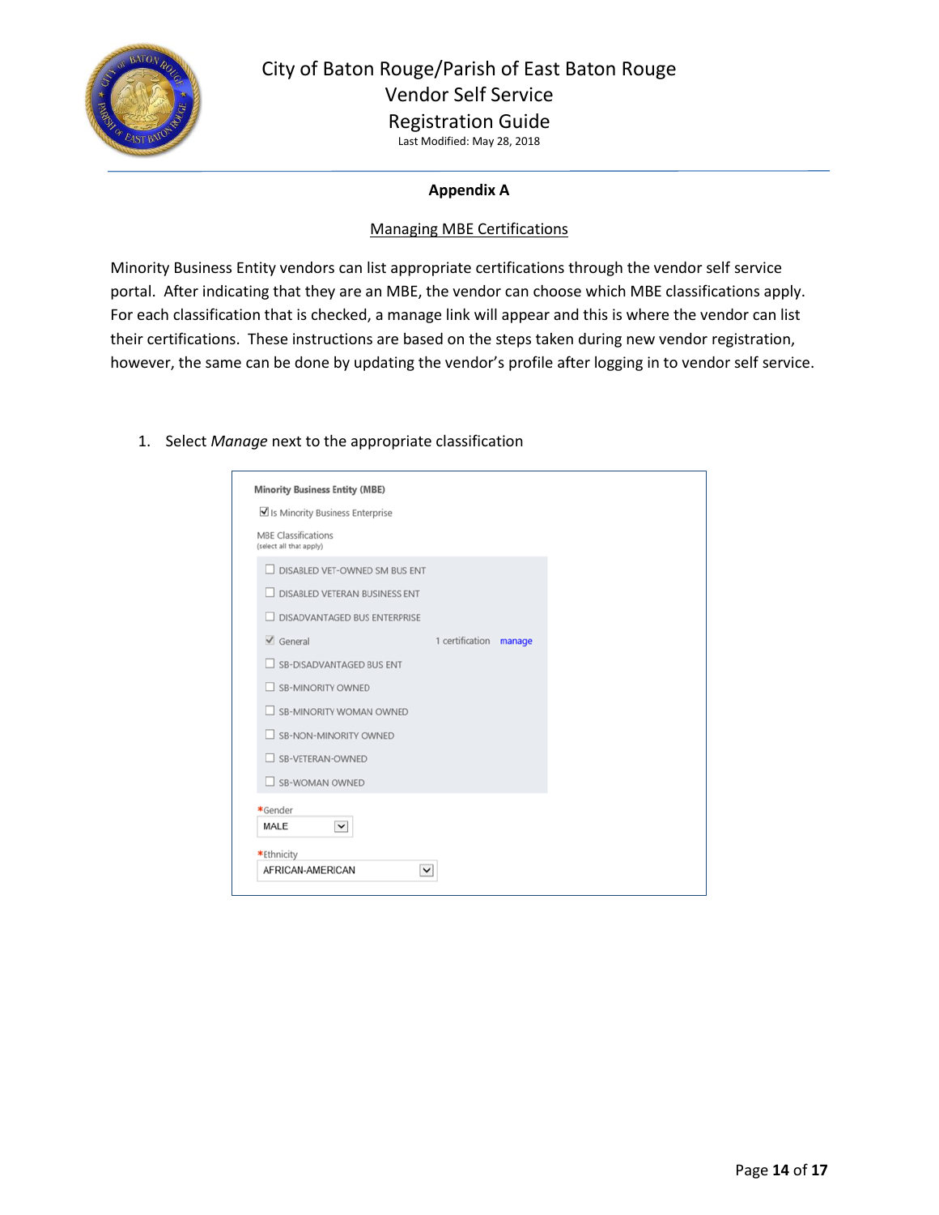## Appendix A

### Managing MBE Certifications

Minority Business Entity vendors can list appropriate certifications through the vendor self service portal. After indicating that they are an MBE, the vendor can choose which MBE classifications apply. For each classification that is checked, a manage link will appear and this is where the vendor can list their certifications. These instructions are based on the steps taken during new vendor registration, however, the same can be done by updating the vendor's profile after logging in to vendor self service.

1. Select *Manage* next to the appropriate classification

**Minority Business Entity (MBE)**

- [x] Is Minority Business Enterprise

MBE Classifications
(select all that apply)

- [ ] DISABLED VET-OWNED SM BUS ENT
- [ ] DISABLED VETERAN BUSINESS ENT
- [ ] DISADVANTAGED BUS ENTERPRISE
- [x] General — 1 certification — manage
- [ ] SB-DISADVANTAGED BUS ENT
- [ ] SB-MINORITY OWNED
- [ ] SB-MINORITY WOMAN OWNED
- [ ] SB-NON-MINORITY OWNED
- [ ] SB-VETERAN-OWNED
- [ ] SB-WOMAN OWNED

*Gender: MALE

*Ethnicity: AFRICAN-AMERICAN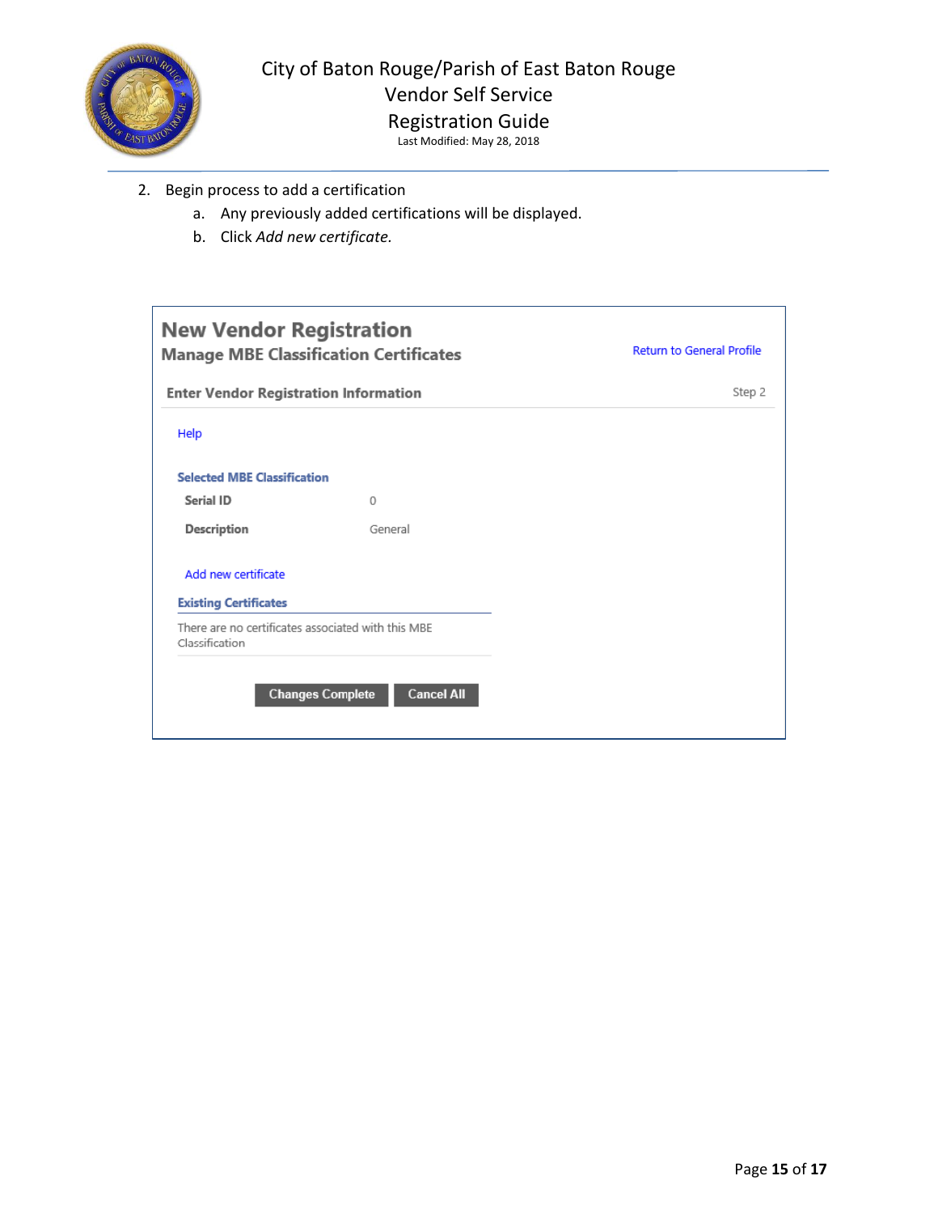2. Begin process to add a certification
   a. Any previously added certifications will be displayed.
   b. Click *Add new certificate.*

**New Vendor Registration**

**Manage MBE Classification Certificates**

Return to General Profile

**Enter Vendor Registration Information** Step 2

Help

**Selected MBE Classification**

| | |
|---|---|
| **Serial ID** | 0 |
| **Description** | General |

Add new certificate

**Existing Certificates**

There are no certificates associated with this MBE Classification

Changes Complete | Cancel All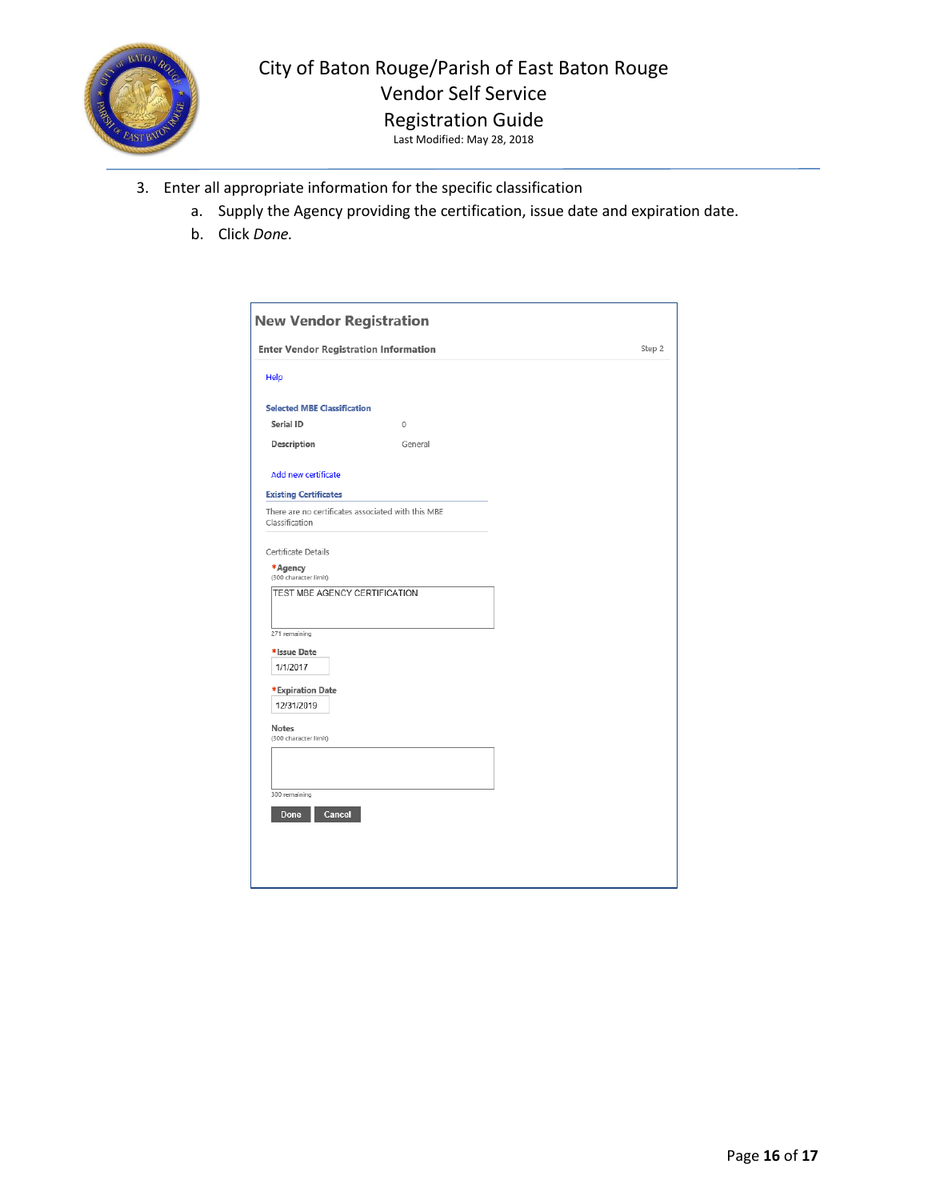3. Enter all appropriate information for the specific classification
   a. Supply the Agency providing the certification, issue date and expiration date.
   b. Click *Done.*

**New Vendor Registration**

**Enter Vendor Registration Information** — Step 2

Help

**Selected MBE Classification**

**Serial ID** 0

**Description** General

Add new certificate

**Existing Certificates**

There are no certificates associated with this MBE Classification

Certificate Details

***Agency**
(300 character limit)

TEST MBE AGENCY CERTIFICATION

271 remaining

***Issue Date**
1/1/2017

***Expiration Date**
12/31/2019

**Notes**
(300 character limit)

300 remaining

Done | Cancel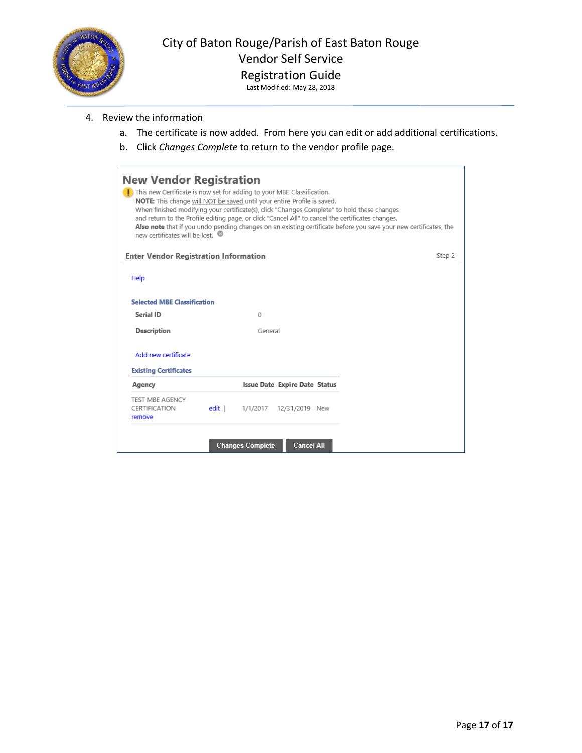4. Review the information
   a. The certificate is now added. From here you can edit or add additional certifications.
   b. Click *Changes Complete* to return to the vendor profile page.

## New Vendor Registration

This new Certificate is now set for adding to your MBE Classification.
**NOTE:** This change will NOT be saved until your entire Profile is saved.
When finished modifying your certificate(s), click "Changes Complete" to hold these changes and return to the Profile editing page, or click "Cancel All" to cancel the certificates changes.
**Also note** that if you undo pending changes on an existing certificate before you save your new certificates, the new certificates will be lost.

**Enter Vendor Registration Information** Step 2

Help

**Selected MBE Classification**

| | |
|---|---|
| **Serial ID** | 0 |
| **Description** | General |

Add new certificate

**Existing Certificates**

| Agency | | Issue Date | Expire Date | Status |
|---|---|---|---|---|
| TEST MBE AGENCY CERTIFICATION remove | edit \| | 1/1/2017 | 12/31/2019 | New |

Changes Complete | Cancel All